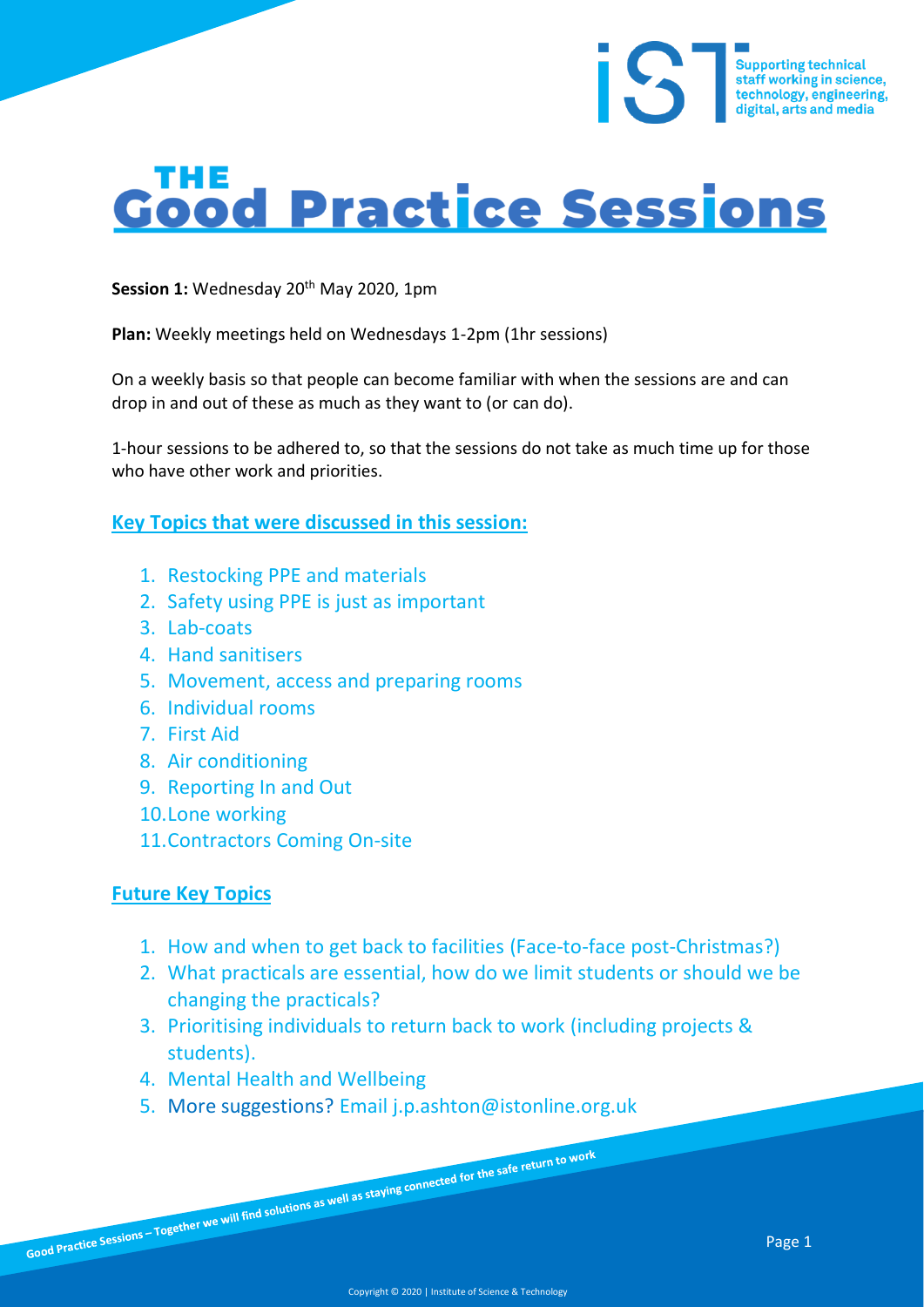# THE Good Practice Sessions

**Session 1:** Wednesday 20th May 2020, 1pm

**Plan:** Weekly meetings held on Wednesdays 1-2pm (1hr sessions)

On a weekly basis so that people can become familiar with when the sessions are and can drop in and out of these as much as they want to (or can do).

1-hour sessions to be adhered to, so that the sessions do not take as much time up for those who have other work and priorities.

## Key Topics that were discussed in this session:

1. Restocking PPE and materials
2. Safety using PPE is just as important
3. Lab-coats
4. Hand sanitisers
5. Movement, access and preparing rooms
6. Individual rooms
7. First Aid
8. Air conditioning
9. Reporting In and Out
10. Lone working
11. Contractors Coming On-site

## Future Key Topics

1. How and when to get back to facilities (Face-to-face post-Christmas?)
2. What practicals are essential, how do we limit students or should we be changing the practicals?
3. Prioritising individuals to return back to work (including projects & students).
4. Mental Health and Wellbeing
5. More suggestions? Email j.p.ashton@istonline.org.uk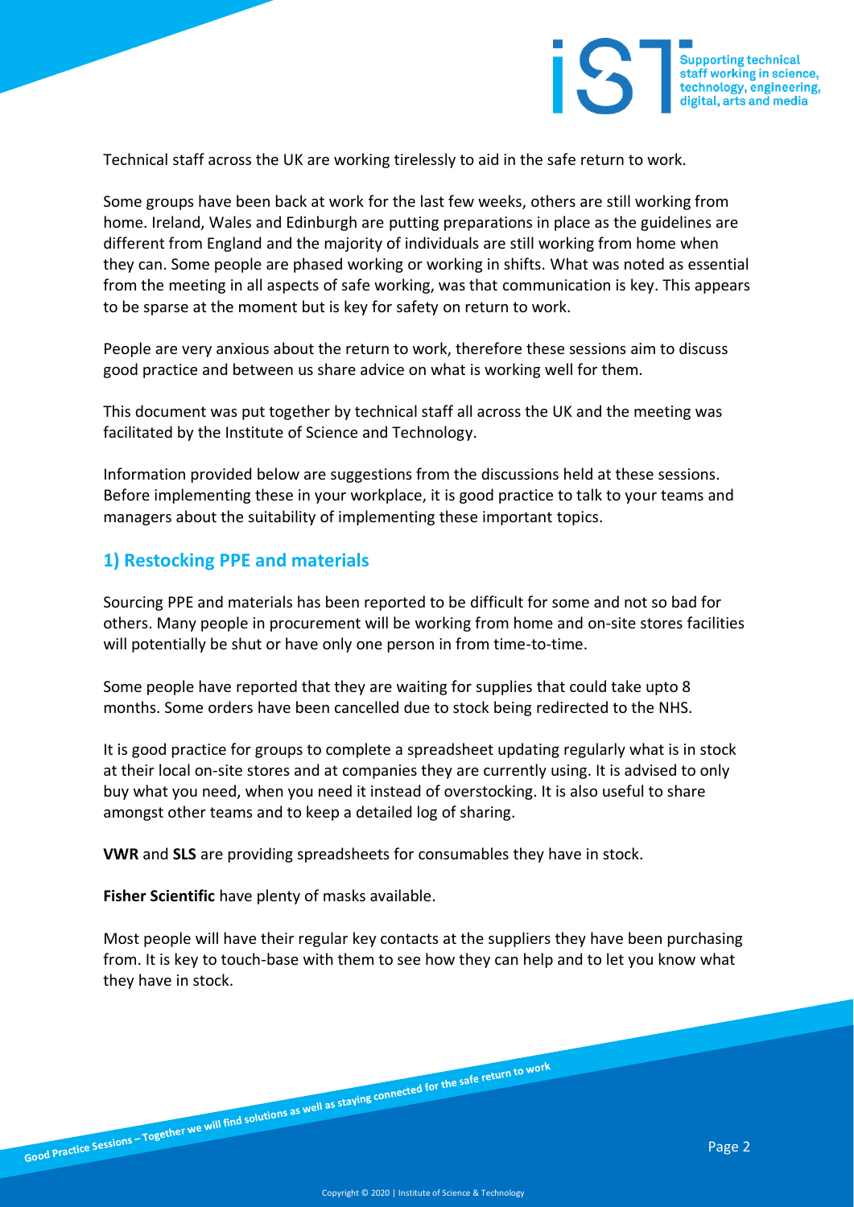Technical staff across the UK are working tirelessly to aid in the safe return to work.

Some groups have been back at work for the last few weeks, others are still working from home. Ireland, Wales and Edinburgh are putting preparations in place as the guidelines are different from England and the majority of individuals are still working from home when they can. Some people are phased working or working in shifts. What was noted as essential from the meeting in all aspects of safe working, was that communication is key. This appears to be sparse at the moment but is key for safety on return to work.

People are very anxious about the return to work, therefore these sessions aim to discuss good practice and between us share advice on what is working well for them.

This document was put together by technical staff all across the UK and the meeting was facilitated by the Institute of Science and Technology.

Information provided below are suggestions from the discussions held at these sessions. Before implementing these in your workplace, it is good practice to talk to your teams and managers about the suitability of implementing these important topics.

## 1) Restocking PPE and materials

Sourcing PPE and materials has been reported to be difficult for some and not so bad for others. Many people in procurement will be working from home and on-site stores facilities will potentially be shut or have only one person in from time-to-time.

Some people have reported that they are waiting for supplies that could take upto 8 months. Some orders have been cancelled due to stock being redirected to the NHS.

It is good practice for groups to complete a spreadsheet updating regularly what is in stock at their local on-site stores and at companies they are currently using. It is advised to only buy what you need, when you need it instead of overstocking. It is also useful to share amongst other teams and to keep a detailed log of sharing.

**VWR** and **SLS** are providing spreadsheets for consumables they have in stock.

**Fisher Scientific** have plenty of masks available.

Most people will have their regular key contacts at the suppliers they have been purchasing from. It is key to touch-base with them to see how they can help and to let you know what they have in stock.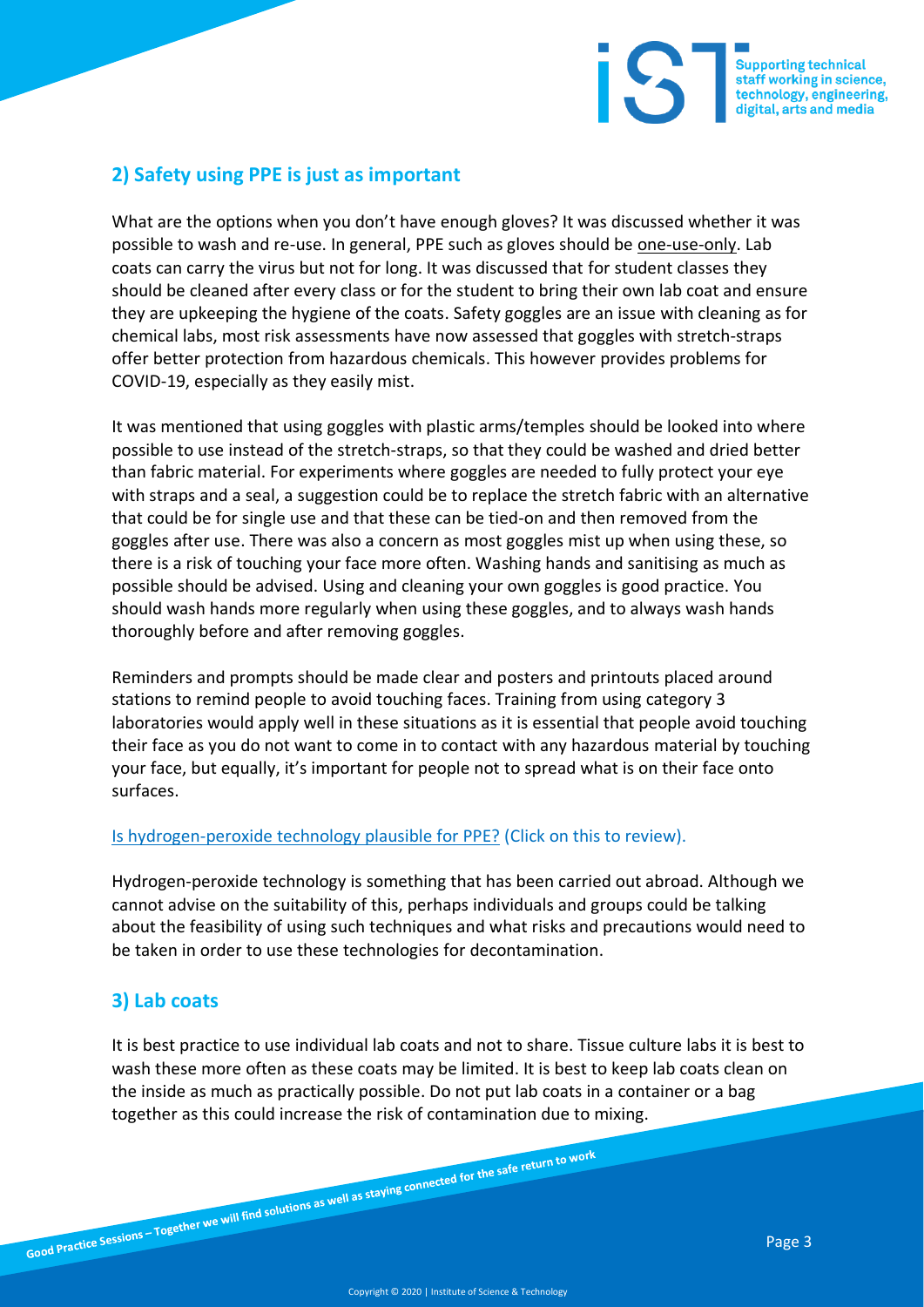## 2) Safety using PPE is just as important

What are the options when you don't have enough gloves? It was discussed whether it was possible to wash and re-use. In general, PPE such as gloves should be one-use-only. Lab coats can carry the virus but not for long. It was discussed that for student classes they should be cleaned after every class or for the student to bring their own lab coat and ensure they are upkeeping the hygiene of the coats. Safety goggles are an issue with cleaning as for chemical labs, most risk assessments have now assessed that goggles with stretch-straps offer better protection from hazardous chemicals. This however provides problems for COVID-19, especially as they easily mist.

It was mentioned that using goggles with plastic arms/temples should be looked into where possible to use instead of the stretch-straps, so that they could be washed and dried better than fabric material. For experiments where goggles are needed to fully protect your eye with straps and a seal, a suggestion could be to replace the stretch fabric with an alternative that could be for single use and that these can be tied-on and then removed from the goggles after use. There was also a concern as most goggles mist up when using these, so there is a risk of touching your face more often. Washing hands and sanitising as much as possible should be advised. Using and cleaning your own goggles is good practice. You should wash hands more regularly when using these goggles, and to always wash hands thoroughly before and after removing goggles.

Reminders and prompts should be made clear and posters and printouts placed around stations to remind people to avoid touching faces. Training from using category 3 laboratories would apply well in these situations as it is essential that people avoid touching their face as you do not want to come in to contact with any hazardous material by touching your face, but equally, it's important for people not to spread what is on their face onto surfaces.

Is hydrogen-peroxide technology plausible for PPE? (Click on this to review).

Hydrogen-peroxide technology is something that has been carried out abroad. Although we cannot advise on the suitability of this, perhaps individuals and groups could be talking about the feasibility of using such techniques and what risks and precautions would need to be taken in order to use these technologies for decontamination.

## 3) Lab coats

It is best practice to use individual lab coats and not to share. Tissue culture labs it is best to wash these more often as these coats may be limited. It is best to keep lab coats clean on the inside as much as practically possible. Do not put lab coats in a container or a bag together as this could increase the risk of contamination due to mixing.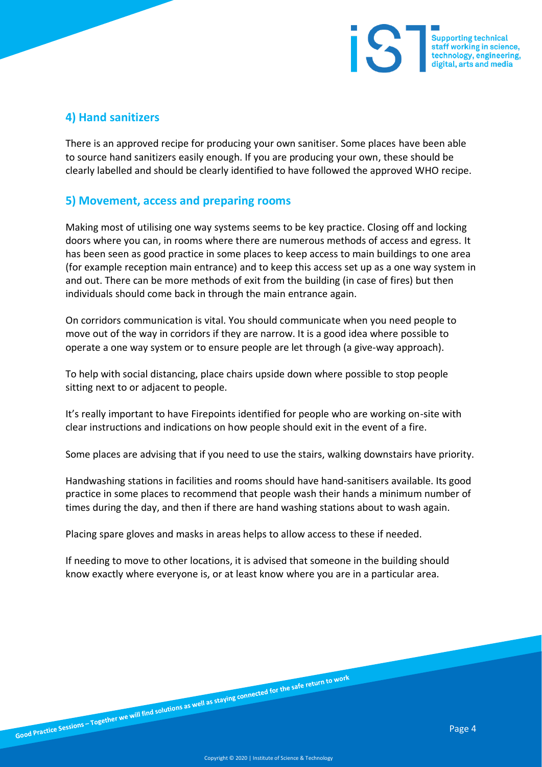## 4) Hand sanitizers

There is an approved recipe for producing your own sanitiser. Some places have been able to source hand sanitizers easily enough. If you are producing your own, these should be clearly labelled and should be clearly identified to have followed the approved WHO recipe.

## 5) Movement, access and preparing rooms

Making most of utilising one way systems seems to be key practice. Closing off and locking doors where you can, in rooms where there are numerous methods of access and egress. It has been seen as good practice in some places to keep access to main buildings to one area (for example reception main entrance) and to keep this access set up as a one way system in and out. There can be more methods of exit from the building (in case of fires) but then individuals should come back in through the main entrance again.

On corridors communication is vital. You should communicate when you need people to move out of the way in corridors if they are narrow. It is a good idea where possible to operate a one way system or to ensure people are let through (a give-way approach).

To help with social distancing, place chairs upside down where possible to stop people sitting next to or adjacent to people.

It's really important to have Firepoints identified for people who are working on-site with clear instructions and indications on how people should exit in the event of a fire.

Some places are advising that if you need to use the stairs, walking downstairs have priority.

Handwashing stations in facilities and rooms should have hand-sanitisers available. Its good practice in some places to recommend that people wash their hands a minimum number of times during the day, and then if there are hand washing stations about to wash again.

Placing spare gloves and masks in areas helps to allow access to these if needed.

If needing to move to other locations, it is advised that someone in the building should know exactly where everyone is, or at least know where you are in a particular area.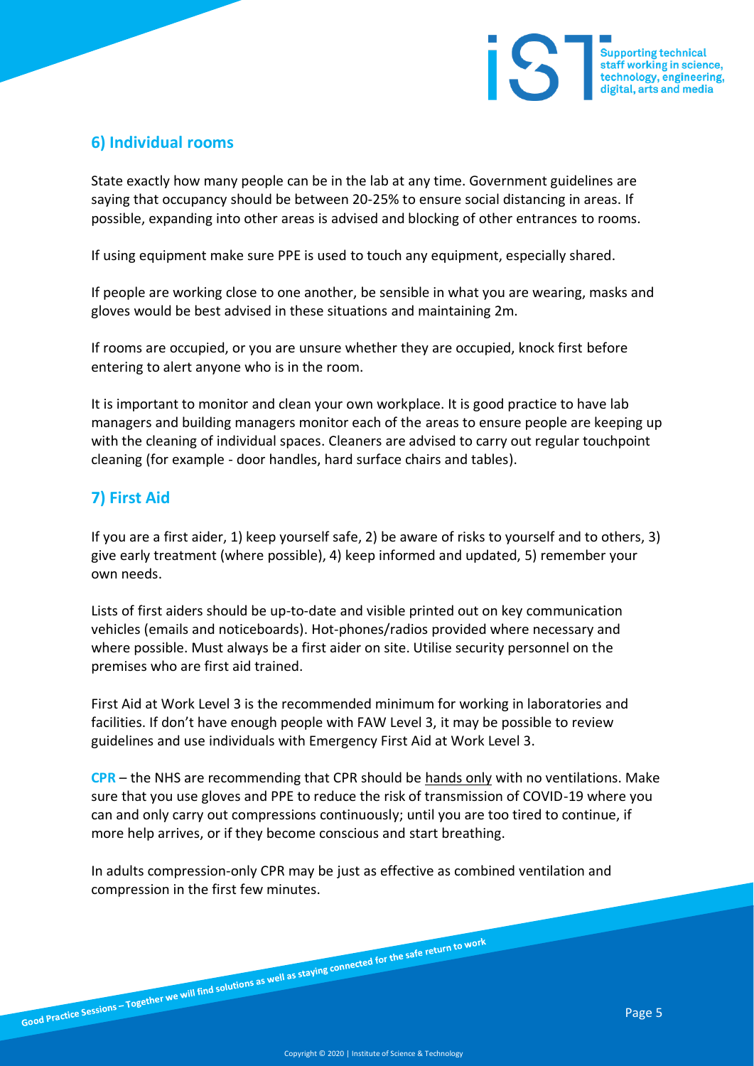## 6) Individual rooms

State exactly how many people can be in the lab at any time. Government guidelines are saying that occupancy should be between 20-25% to ensure social distancing in areas. If possible, expanding into other areas is advised and blocking of other entrances to rooms.

If using equipment make sure PPE is used to touch any equipment, especially shared.

If people are working close to one another, be sensible in what you are wearing, masks and gloves would be best advised in these situations and maintaining 2m.

If rooms are occupied, or you are unsure whether they are occupied, knock first before entering to alert anyone who is in the room.

It is important to monitor and clean your own workplace. It is good practice to have lab managers and building managers monitor each of the areas to ensure people are keeping up with the cleaning of individual spaces. Cleaners are advised to carry out regular touchpoint cleaning (for example - door handles, hard surface chairs and tables).

## 7) First Aid

If you are a first aider, 1) keep yourself safe, 2) be aware of risks to yourself and to others, 3) give early treatment (where possible), 4) keep informed and updated, 5) remember your own needs.

Lists of first aiders should be up-to-date and visible printed out on key communication vehicles (emails and noticeboards). Hot-phones/radios provided where necessary and where possible. Must always be a first aider on site. Utilise security personnel on the premises who are first aid trained.

First Aid at Work Level 3 is the recommended minimum for working in laboratories and facilities. If don't have enough people with FAW Level 3, it may be possible to review guidelines and use individuals with Emergency First Aid at Work Level 3.

**CPR** – the NHS are recommending that CPR should be hands only with no ventilations. Make sure that you use gloves and PPE to reduce the risk of transmission of COVID-19 where you can and only carry out compressions continuously; until you are too tired to continue, if more help arrives, or if they become conscious and start breathing.

In adults compression-only CPR may be just as effective as combined ventilation and compression in the first few minutes.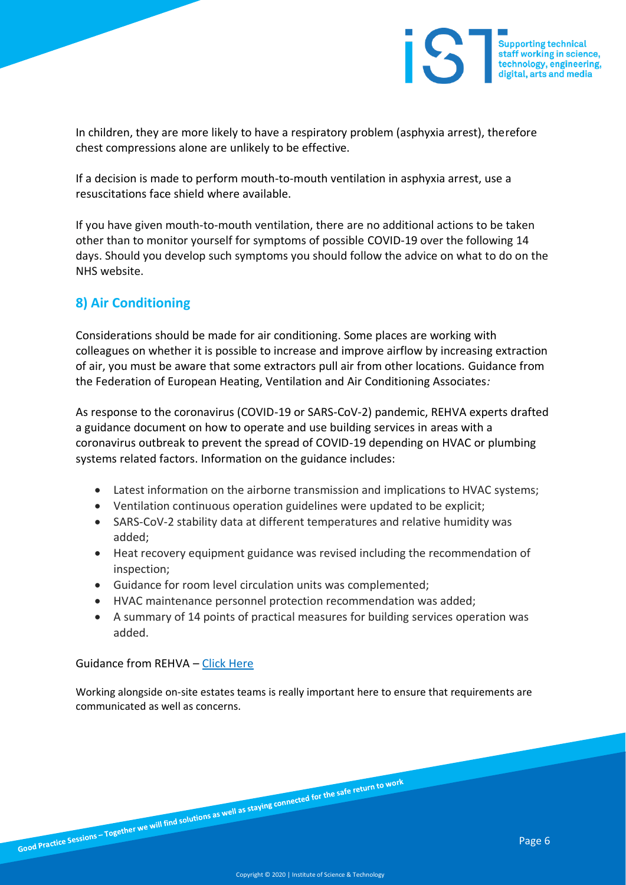In children, they are more likely to have a respiratory problem (asphyxia arrest), therefore chest compressions alone are unlikely to be effective.

If a decision is made to perform mouth-to-mouth ventilation in asphyxia arrest, use a resuscitations face shield where available.

If you have given mouth-to-mouth ventilation, there are no additional actions to be taken other than to monitor yourself for symptoms of possible COVID-19 over the following 14 days. Should you develop such symptoms you should follow the advice on what to do on the NHS website.

## 8) Air Conditioning

Considerations should be made for air conditioning. Some places are working with colleagues on whether it is possible to increase and improve airflow by increasing extraction of air, you must be aware that some extractors pull air from other locations. Guidance from the Federation of European Heating, Ventilation and Air Conditioning Associates*:*

As response to the coronavirus (COVID-19 or SARS-CoV-2) pandemic, REHVA experts drafted a guidance document on how to operate and use building services in areas with a coronavirus outbreak to prevent the spread of COVID-19 depending on HVAC or plumbing systems related factors. Information on the guidance includes:

- Latest information on the airborne transmission and implications to HVAC systems;
- Ventilation continuous operation guidelines were updated to be explicit;
- SARS-CoV-2 stability data at different temperatures and relative humidity was added;
- Heat recovery equipment guidance was revised including the recommendation of inspection;
- Guidance for room level circulation units was complemented;
- HVAC maintenance personnel protection recommendation was added;
- A summary of 14 points of practical measures for building services operation was added.

Guidance from REHVA – Click Here

Working alongside on-site estates teams is really important here to ensure that requirements are communicated as well as concerns.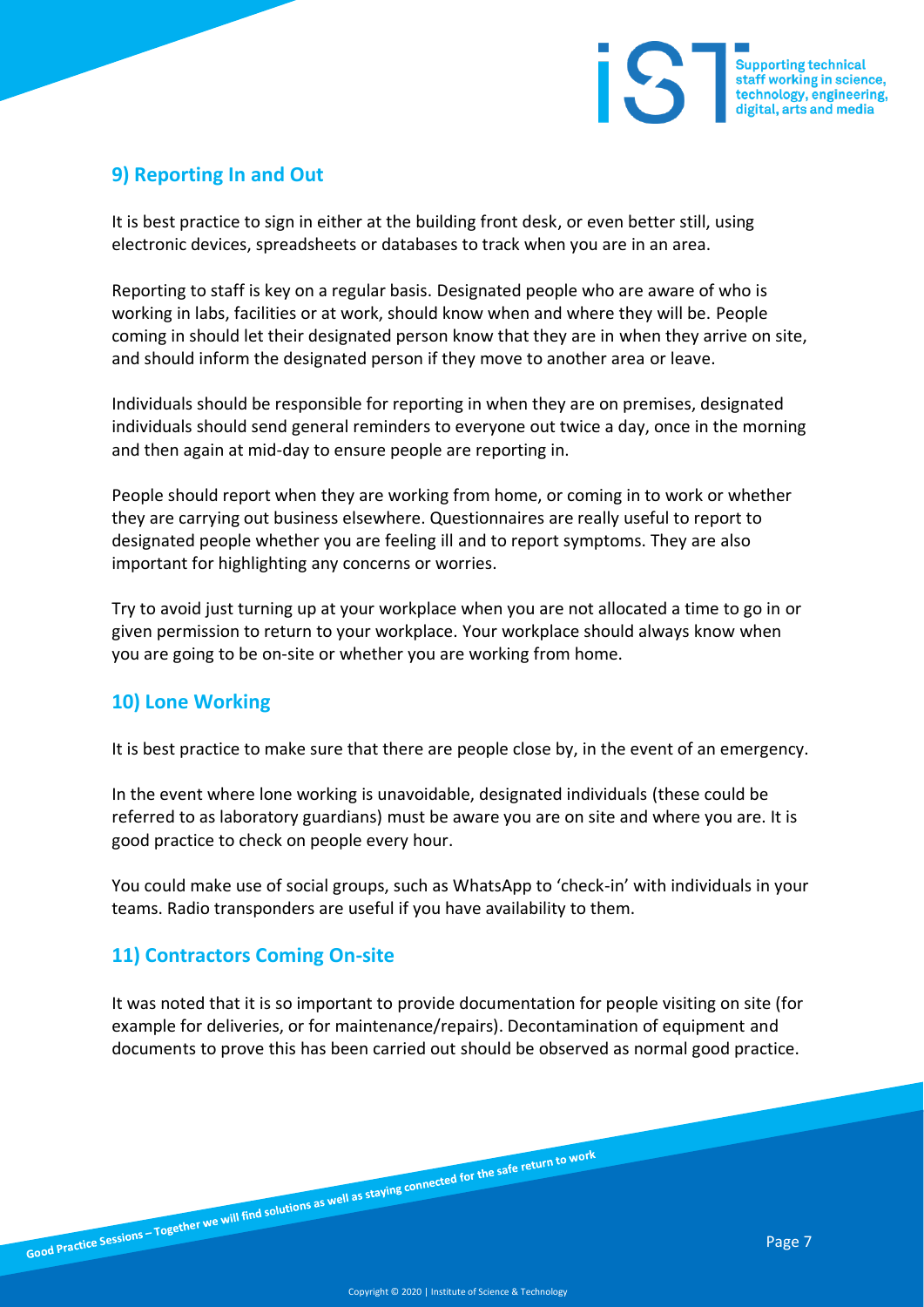## 9) Reporting In and Out

It is best practice to sign in either at the building front desk, or even better still, using electronic devices, spreadsheets or databases to track when you are in an area.

Reporting to staff is key on a regular basis. Designated people who are aware of who is working in labs, facilities or at work, should know when and where they will be. People coming in should let their designated person know that they are in when they arrive on site, and should inform the designated person if they move to another area or leave.

Individuals should be responsible for reporting in when they are on premises, designated individuals should send general reminders to everyone out twice a day, once in the morning and then again at mid-day to ensure people are reporting in.

People should report when they are working from home, or coming in to work or whether they are carrying out business elsewhere. Questionnaires are really useful to report to designated people whether you are feeling ill and to report symptoms. They are also important for highlighting any concerns or worries.

Try to avoid just turning up at your workplace when you are not allocated a time to go in or given permission to return to your workplace. Your workplace should always know when you are going to be on-site or whether you are working from home.

## 10) Lone Working

It is best practice to make sure that there are people close by, in the event of an emergency.

In the event where lone working is unavoidable, designated individuals (these could be referred to as laboratory guardians) must be aware you are on site and where you are. It is good practice to check on people every hour.

You could make use of social groups, such as WhatsApp to 'check-in' with individuals in your teams. Radio transponders are useful if you have availability to them.

## 11) Contractors Coming On-site

It was noted that it is so important to provide documentation for people visiting on site (for example for deliveries, or for maintenance/repairs). Decontamination of equipment and documents to prove this has been carried out should be observed as normal good practice.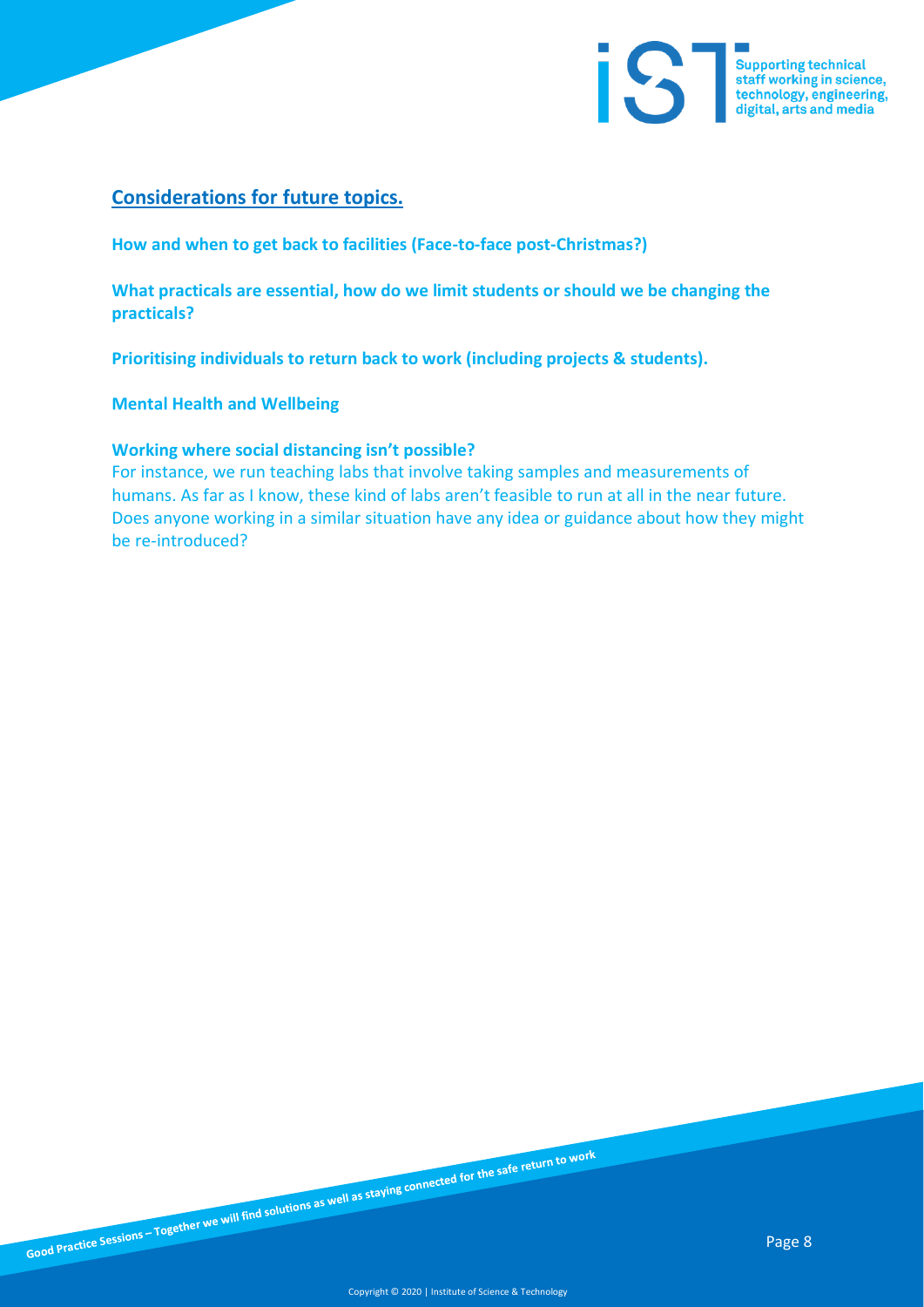## Considerations for future topics.

**How and when to get back to facilities (Face-to-face post-Christmas?)**

**What practicals are essential, how do we limit students or should we be changing the practicals?**

**Prioritising individuals to return back to work (including projects & students).**

**Mental Health and Wellbeing**

**Working where social distancing isn't possible?**

For instance, we run teaching labs that involve taking samples and measurements of humans. As far as I know, these kind of labs aren't feasible to run at all in the near future. Does anyone working in a similar situation have any idea or guidance about how they might be re-introduced?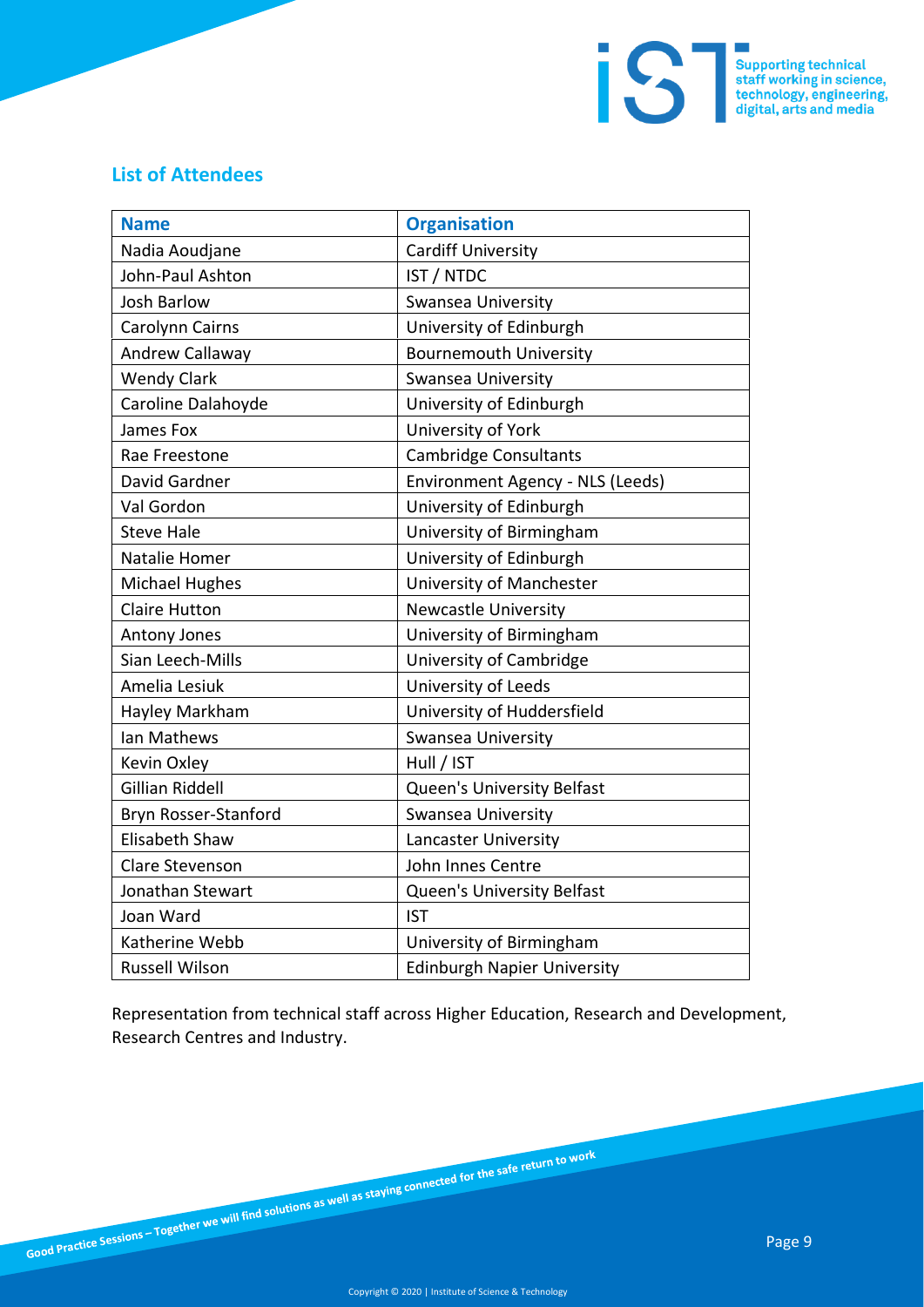## List of Attendees

| Name | Organisation |
|---|---|
| Nadia Aoudjane | Cardiff University |
| John-Paul Ashton | IST / NTDC |
| Josh Barlow | Swansea University |
| Carolynn Cairns | University of Edinburgh |
| Andrew Callaway | Bournemouth University |
| Wendy Clark | Swansea University |
| Caroline Dalahoyde | University of Edinburgh |
| James Fox | University of York |
| Rae Freestone | Cambridge Consultants |
| David Gardner | Environment Agency - NLS (Leeds) |
| Val Gordon | University of Edinburgh |
| Steve Hale | University of Birmingham |
| Natalie Homer | University of Edinburgh |
| Michael Hughes | University of Manchester |
| Claire Hutton | Newcastle University |
| Antony Jones | University of Birmingham |
| Sian Leech-Mills | University of Cambridge |
| Amelia Lesiuk | University of Leeds |
| Hayley Markham | University of Huddersfield |
| Ian Mathews | Swansea University |
| Kevin Oxley | Hull / IST |
| Gillian Riddell | Queen's University Belfast |
| Bryn Rosser-Stanford | Swansea University |
| Elisabeth Shaw | Lancaster University |
| Clare Stevenson | John Innes Centre |
| Jonathan Stewart | Queen's University Belfast |
| Joan Ward | IST |
| Katherine Webb | University of Birmingham |
| Russell Wilson | Edinburgh Napier University |

Representation from technical staff across Higher Education, Research and Development, Research Centres and Industry.